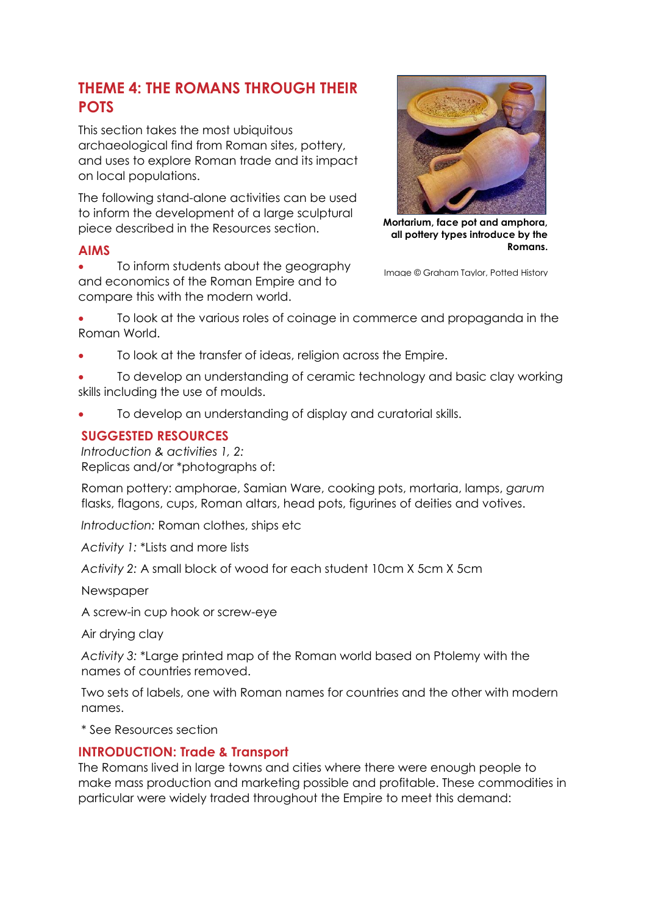## THEME 4: THE ROMANS THROUGH THEIR POTS

This section takes the most ubiquitous archaeological find from Roman sites, pottery, and uses to explore Roman trade and its impact on local populations.

The following stand-alone activities can be used to inform the development of a large sculptural piece described in the Resources section.

**Mortarium, face pot and amphora, all pottery types introduce by the Romans.**

Image © Graham Taylor, Potted History

### AIMS

- To inform students about the geography and economics of the Roman Empire and to compare this with the modern world.
- To look at the various roles of coinage in commerce and propaganda in the Roman World.
- To look at the transfer of ideas, religion across the Empire.
- To develop an understanding of ceramic technology and basic clay working skills including the use of moulds.
- To develop an understanding of display and curatorial skills.

### SUGGESTED RESOURCES

*Introduction & activities 1, 2:*
Replicas and/or *photographs of:

Roman pottery: amphorae, Samian Ware, cooking pots, mortaria, lamps, *garum* flasks, flagons, cups, Roman altars, head pots, figurines of deities and votives.

*Introduction:* Roman clothes, ships etc

*Activity 1:* *Lists and more lists

*Activity 2:* A small block of wood for each student 10cm X 5cm X 5cm

Newspaper

A screw-in cup hook or screw-eye

Air drying clay

*Activity 3:* *Large printed map of the Roman world based on Ptolemy with the names of countries removed.

Two sets of labels, one with Roman names for countries and the other with modern names.

* See Resources section

### INTRODUCTION: Trade & Transport

The Romans lived in large towns and cities where there were enough people to make mass production and marketing possible and profitable. These commodities in particular were widely traded throughout the Empire to meet this demand: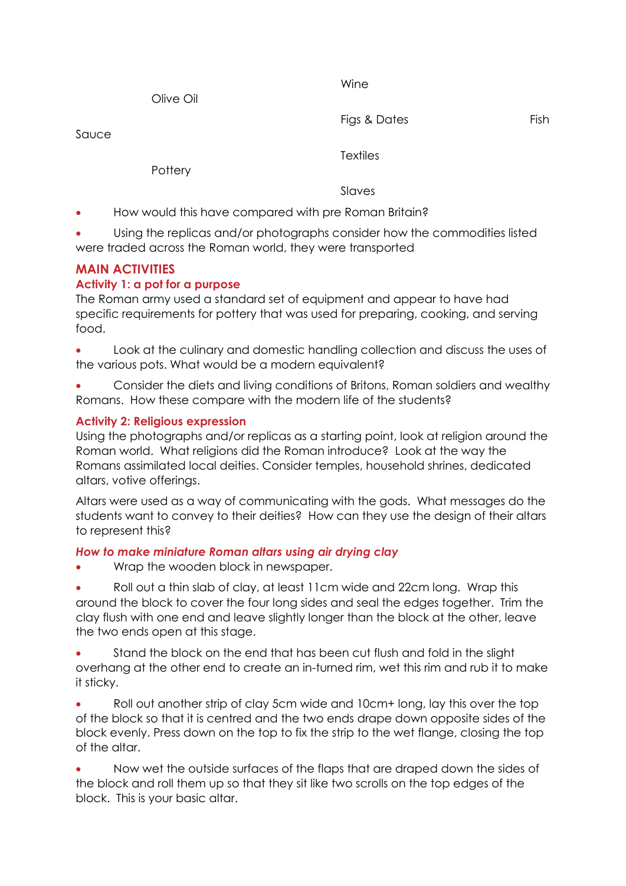Wine

Olive Oil

Figs & Dates

Fish Sauce

Textiles

Pottery

Slaves

- How would this have compared with pre Roman Britain?
- Using the replicas and/or photographs consider how the commodities listed were traded across the Roman world, they were transported

## MAIN ACTIVITIES

### Activity 1: a pot for a purpose

The Roman army used a standard set of equipment and appear to have had specific requirements for pottery that was used for preparing, cooking, and serving food.

- Look at the culinary and domestic handling collection and discuss the uses of the various pots. What would be a modern equivalent?
- Consider the diets and living conditions of Britons, Roman soldiers and wealthy Romans. How these compare with the modern life of the students?

### Activity 2: Religious expression

Using the photographs and/or replicas as a starting point, look at religion around the Roman world. What religions did the Roman introduce? Look at the way the Romans assimilated local deities. Consider temples, household shrines, dedicated altars, votive offerings.

Altars were used as a way of communicating with the gods. What messages do the students want to convey to their deities? How can they use the design of their altars to represent this?

#### *How to make miniature Roman altars using air drying clay*

- Wrap the wooden block in newspaper.
- Roll out a thin slab of clay, at least 11cm wide and 22cm long. Wrap this around the block to cover the four long sides and seal the edges together. Trim the clay flush with one end and leave slightly longer than the block at the other, leave the two ends open at this stage.
- Stand the block on the end that has been cut flush and fold in the slight overhang at the other end to create an in-turned rim, wet this rim and rub it to make it sticky.
- Roll out another strip of clay 5cm wide and 10cm+ long, lay this over the top of the block so that it is centred and the two ends drape down opposite sides of the block evenly. Press down on the top to fix the strip to the wet flange, closing the top of the altar.
- Now wet the outside surfaces of the flaps that are draped down the sides of the block and roll them up so that they sit like two scrolls on the top edges of the block. This is your basic altar.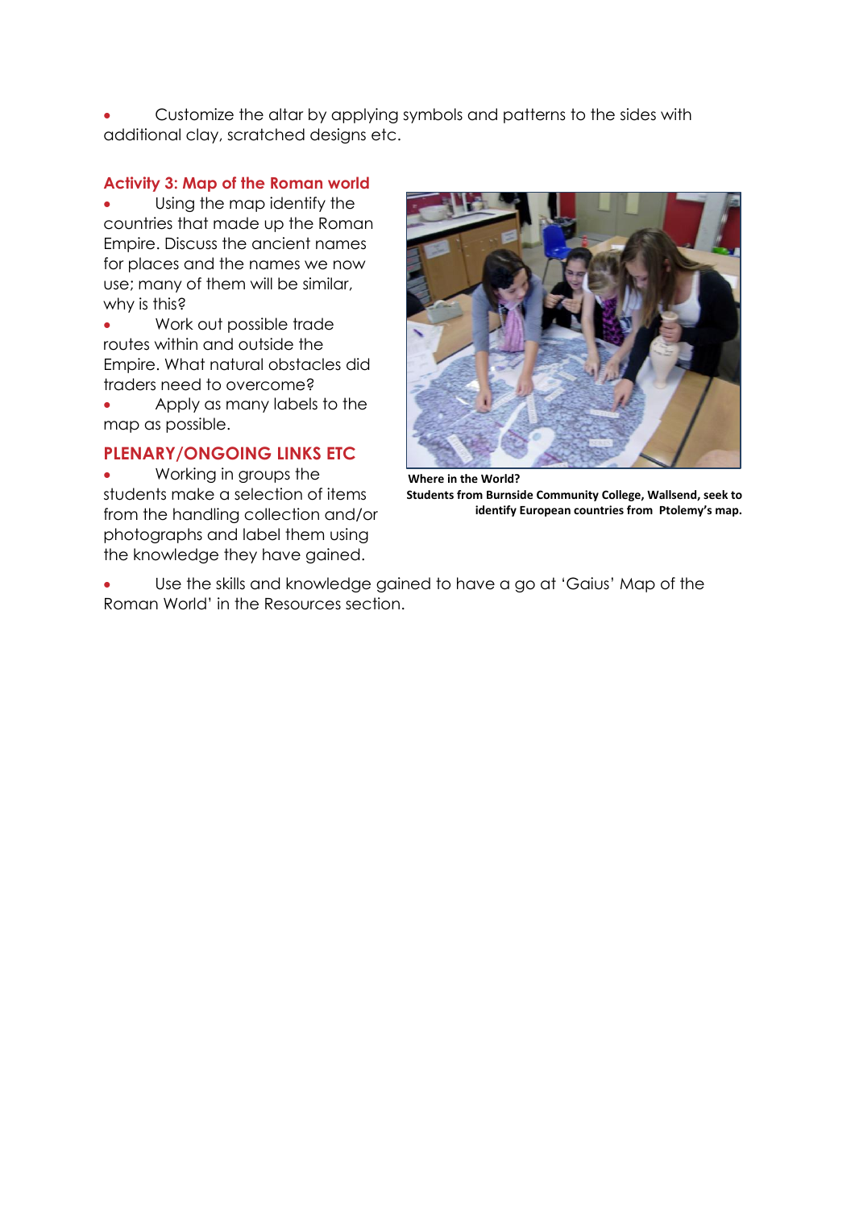- Customize the altar by applying symbols and patterns to the sides with additional clay, scratched designs etc.

### Activity 3: Map of the Roman world

- Using the map identify the countries that made up the Roman Empire. Discuss the ancient names for places and the names we now use; many of them will be similar, why is this?
- Work out possible trade routes within and outside the Empire. What natural obstacles did traders need to overcome?
- Apply as many labels to the map as possible.

**Where in the World?**
**Students from Burnside Community College, Wallsend, seek to identify European countries from Ptolemy's map.**

### PLENARY/ONGOING LINKS ETC

- Working in groups the students make a selection of items from the handling collection and/or photographs and label them using the knowledge they have gained.
- Use the skills and knowledge gained to have a go at 'Gaius' Map of the Roman World' in the Resources section.